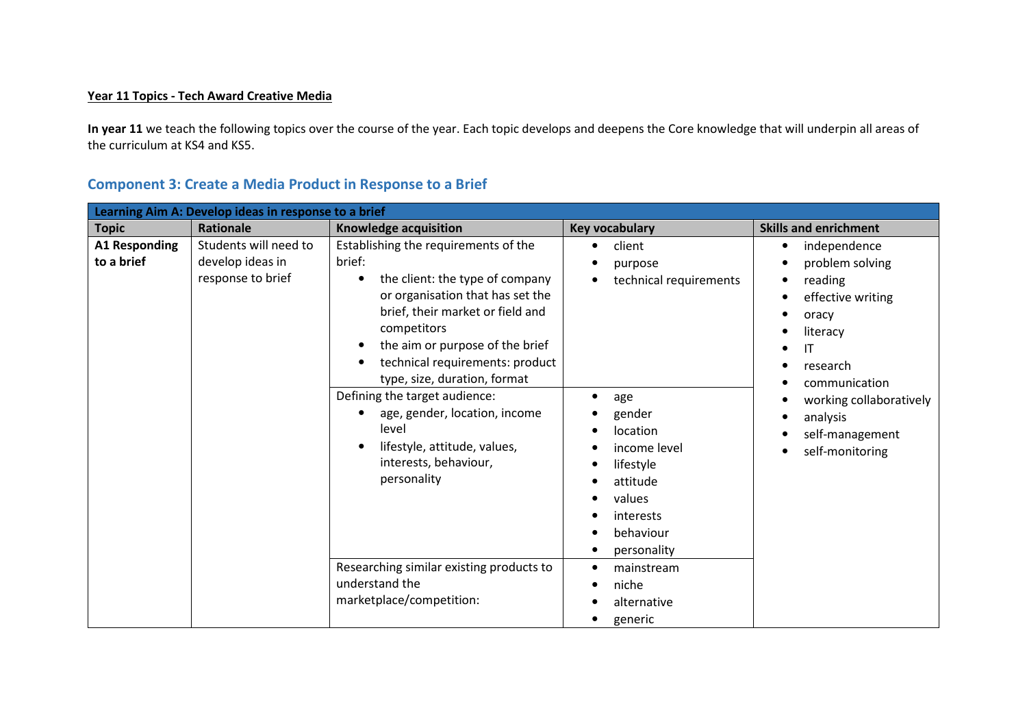**Year 11 Topics - Tech Award Creative Media**

**In year 11** we teach the following topics over the course of the year. Each topic develops and deepens the Core knowledge that will underpin all areas of the curriculum at KS4 and KS5.

## Component 3: Create a Media Product in Response to a Brief

| **Learning Aim A: Develop ideas in response to a brief** | | | | |
|---|---|---|---|---|
| **Topic** | **Rationale** | **Knowledge acquisition** | **Key vocabulary** | **Skills and enrichment** |
| **A1 Responding to a brief** | Students will need to develop ideas in response to brief | Establishing the requirements of the brief:<br>• the client: the type of company or organisation that has set the brief, their market or field and competitors<br>• the aim or purpose of the brief<br>• technical requirements: product type, size, duration, format | • client<br>• purpose<br>• technical requirements | • independence<br>• problem solving<br>• reading<br>• effective writing<br>• oracy<br>• literacy<br>• IT<br>• research<br>• communication<br>• working collaboratively<br>• analysis<br>• self-management<br>• self-monitoring |
| | | Defining the target audience:<br>• age, gender, location, income level<br>• lifestyle, attitude, values, interests, behaviour, personality | • age<br>• gender<br>• location<br>• income level<br>• lifestyle<br>• attitude<br>• values<br>• interests<br>• behaviour<br>• personality | |
| | | Researching similar existing products to understand the marketplace/competition: | • mainstream<br>• niche<br>• alternative<br>• generic | |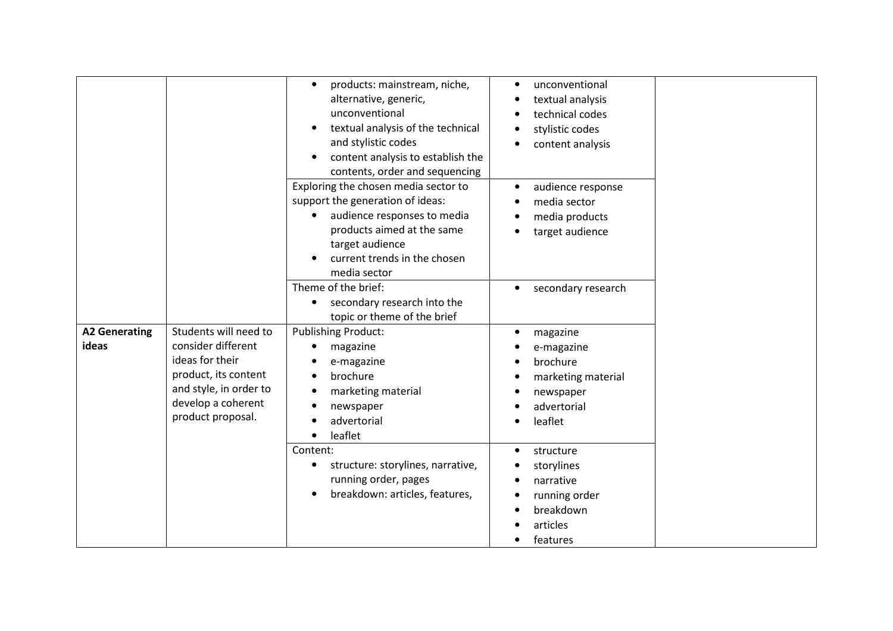| | | | | |
|---|---|---|---|---|
| | | • products: mainstream, niche, alternative, generic, unconventional<br>• textual analysis of the technical and stylistic codes<br>• content analysis to establish the contents, order and sequencing | • unconventional<br>• textual analysis<br>• technical codes<br>• stylistic codes<br>• content analysis | |
| | | Exploring the chosen media sector to support the generation of ideas:<br>• audience responses to media products aimed at the same target audience<br>• current trends in the chosen media sector | • audience response<br>• media sector<br>• media products<br>• target audience | |
| | | Theme of the brief:<br>• secondary research into the topic or theme of the brief | • secondary research | |
| **A2 Generating ideas** | Students will need to consider different ideas for their product, its content and style, in order to develop a coherent product proposal. | Publishing Product:<br>• magazine<br>• e-magazine<br>• brochure<br>• marketing material<br>• newspaper<br>• advertorial<br>• leaflet | • magazine<br>• e-magazine<br>• brochure<br>• marketing material<br>• newspaper<br>• advertorial<br>• leaflet | |
| | | Content:<br>• structure: storylines, narrative, running order, pages<br>• breakdown: articles, features, | • structure<br>• storylines<br>• narrative<br>• running order<br>• breakdown<br>• articles<br>• features | |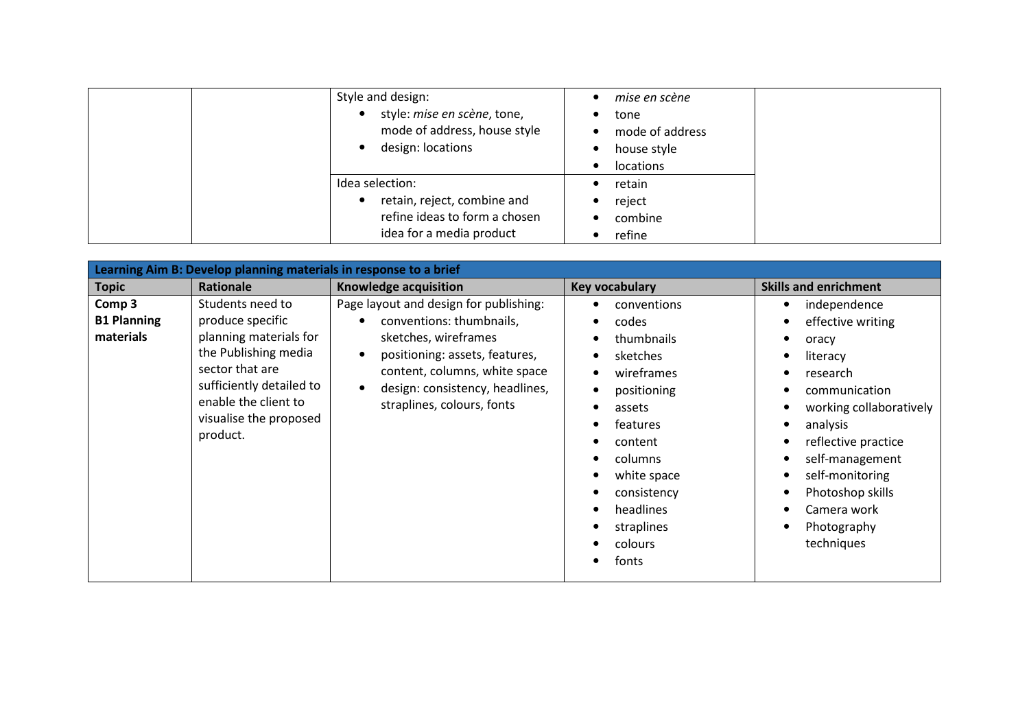| | | Knowledge acquisition | Key vocabulary | Skills and enrichment |
|---|---|---|---|---|
| | | Style and design:<br>• style: *mise en scène*, tone, mode of address, house style<br>• design: locations | • *mise en scène*<br>• tone<br>• mode of address<br>• house style<br>• locations | |
| | | Idea selection:<br>• retain, reject, combine and refine ideas to form a chosen idea for a media product | • retain<br>• reject<br>• combine<br>• refine | |

| Learning Aim B: Develop planning materials in response to a brief | | | | |
|---|---|---|---|---|
| **Topic** | **Rationale** | **Knowledge acquisition** | **Key vocabulary** | **Skills and enrichment** |
| **Comp 3**<br>**B1 Planning materials** | Students need to produce specific planning materials for the Publishing media sector that are sufficiently detailed to enable the client to visualise the proposed product. | Page layout and design for publishing:<br>• conventions: thumbnails, sketches, wireframes<br>• positioning: assets, features, content, columns, white space<br>• design: consistency, headlines, straplines, colours, fonts | • conventions<br>• codes<br>• thumbnails<br>• sketches<br>• wireframes<br>• positioning<br>• assets<br>• features<br>• content<br>• columns<br>• white space<br>• consistency<br>• headlines<br>• straplines<br>• colours<br>• fonts | • independence<br>• effective writing<br>• oracy<br>• literacy<br>• research<br>• communication<br>• working collaboratively<br>• analysis<br>• reflective practice<br>• self-management<br>• self-monitoring<br>• Photoshop skills<br>• Camera work<br>• Photography techniques |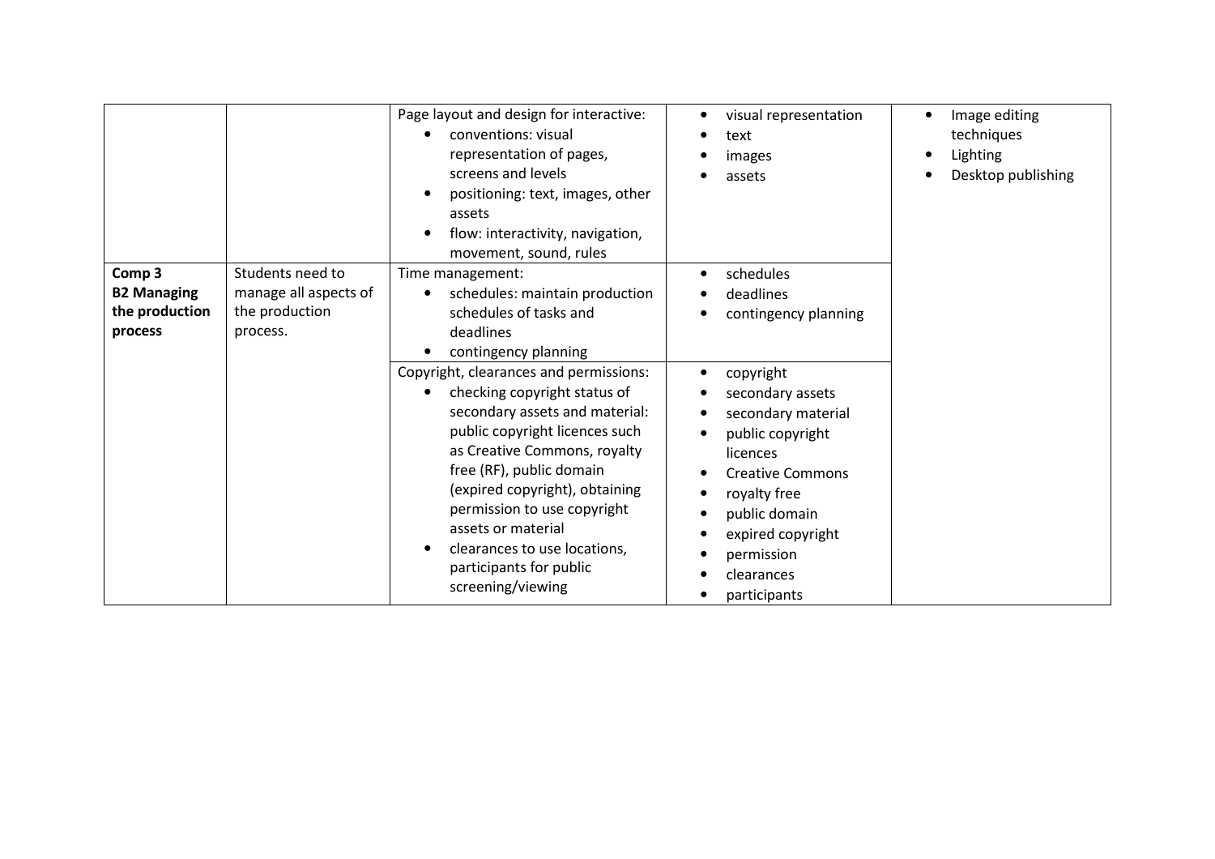| | | | | |
|---|---|---|---|---|
| | | Page layout and design for interactive:<br>• conventions: visual representation of pages, screens and levels<br>• positioning: text, images, other assets<br>• flow: interactivity, navigation, movement, sound, rules | • visual representation<br>• text<br>• images<br>• assets | • Image editing techniques<br>• Lighting<br>• Desktop publishing |
| **Comp 3 B2 Managing the production process** | Students need to manage all aspects of the production process. | Time management:<br>• schedules: maintain production schedules of tasks and deadlines<br>• contingency planning | • schedules<br>• deadlines<br>• contingency planning | |
| | | Copyright, clearances and permissions:<br>• checking copyright status of secondary assets and material: public copyright licences such as Creative Commons, royalty free (RF), public domain (expired copyright), obtaining permission to use copyright assets or material<br>• clearances to use locations, participants for public screening/viewing | • copyright<br>• secondary assets<br>• secondary material<br>• public copyright licences<br>• Creative Commons<br>• royalty free<br>• public domain<br>• expired copyright<br>• permission<br>• clearances<br>• participants | |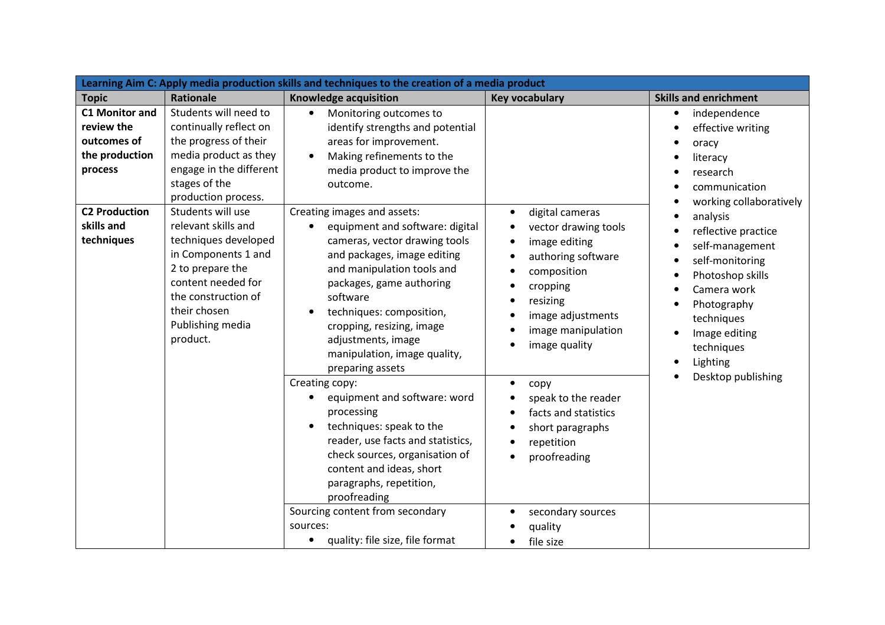| Learning Aim C: Apply media production skills and techniques to the creation of a media product | | | | |
|---|---|---|---|---|
| **Topic** | **Rationale** | **Knowledge acquisition** | **Key vocabulary** | **Skills and enrichment** |
| **C1 Monitor and review the outcomes of the production process** | Students will need to continually reflect on the progress of their media product as they engage in the different stages of the production process. | • Monitoring outcomes to identify strengths and potential areas for improvement.<br>• Making refinements to the media product to improve the outcome. | | • independence<br>• effective writing<br>• oracy<br>• literacy<br>• research<br>• communication<br>• working collaboratively<br>• analysis<br>• reflective practice<br>• self-management<br>• self-monitoring<br>• Photoshop skills<br>• Camera work<br>• Photography techniques<br>• Image editing techniques<br>• Lighting<br>• Desktop publishing |
| **C2 Production skills and techniques** | Students will use relevant skills and techniques developed in Components 1 and 2 to prepare the content needed for the construction of their chosen Publishing media product. | Creating images and assets:<br>• equipment and software: digital cameras, vector drawing tools and packages, image editing and manipulation tools and packages, game authoring software<br>• techniques: composition, cropping, resizing, image adjustments, image manipulation, image quality, preparing assets | • digital cameras<br>• vector drawing tools<br>• image editing<br>• authoring software<br>• composition<br>• cropping<br>• resizing<br>• image adjustments<br>• image manipulation<br>• image quality | |
| | | Creating copy:<br>• equipment and software: word processing<br>• techniques: speak to the reader, use facts and statistics, check sources, organisation of content and ideas, short paragraphs, repetition, proofreading | • copy<br>• speak to the reader<br>• facts and statistics<br>• short paragraphs<br>• repetition<br>• proofreading | |
| | | Sourcing content from secondary sources:<br>• quality: file size, file format | • secondary sources<br>• quality<br>• file size | |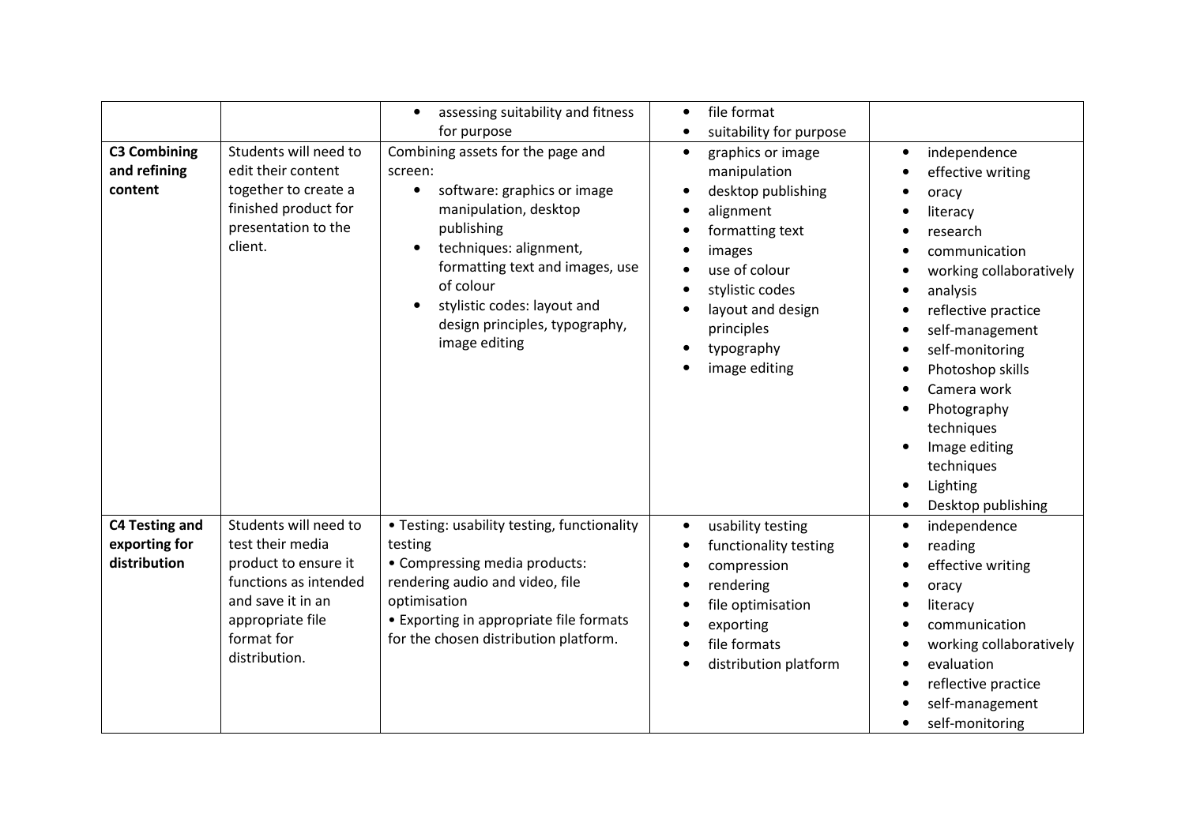| | | | | |
|---|---|---|---|---|
| | | • assessing suitability and fitness for purpose | • file format<br>• suitability for purpose | |
| **C3 Combining and refining content** | Students will need to edit their content together to create a finished product for presentation to the client. | Combining assets for the page and screen:<br>• software: graphics or image manipulation, desktop publishing<br>• techniques: alignment, formatting text and images, use of colour<br>• stylistic codes: layout and design principles, typography, image editing | • graphics or image manipulation<br>• desktop publishing<br>• alignment<br>• formatting text<br>• images<br>• use of colour<br>• stylistic codes<br>• layout and design principles<br>• typography<br>• image editing | • independence<br>• effective writing<br>• oracy<br>• literacy<br>• research<br>• communication<br>• working collaboratively<br>• analysis<br>• reflective practice<br>• self-management<br>• self-monitoring<br>• Photoshop skills<br>• Camera work<br>• Photography techniques<br>• Image editing techniques<br>• Lighting<br>• Desktop publishing |
| **C4 Testing and exporting for distribution** | Students will need to test their media product to ensure it functions as intended and save it in an appropriate file format for distribution. | • Testing: usability testing, functionality testing<br>• Compressing media products: rendering audio and video, file optimisation<br>• Exporting in appropriate file formats for the chosen distribution platform. | • usability testing<br>• functionality testing<br>• compression<br>• rendering<br>• file optimisation<br>• exporting<br>• file formats<br>• distribution platform | • independence<br>• reading<br>• effective writing<br>• oracy<br>• literacy<br>• communication<br>• working collaboratively<br>• evaluation<br>• reflective practice<br>• self-management<br>• self-monitoring |